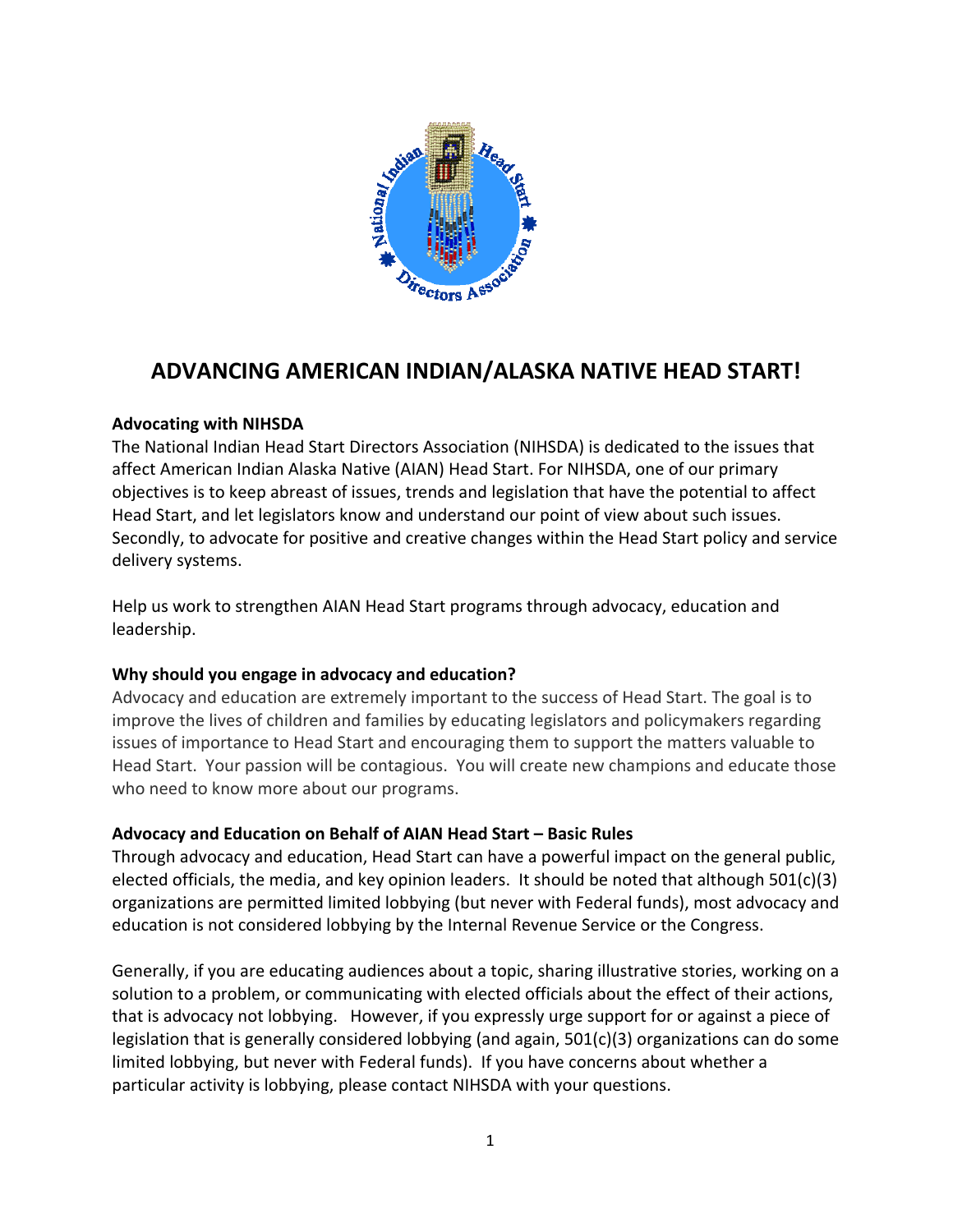# ADVANCING AMERICAN INDIAN/ALASKA NATIVE HEAD START!

**Advocating with NIHSDA**

The National Indian Head Start Directors Association (NIHSDA) is dedicated to the issues that affect American Indian Alaska Native (AIAN) Head Start. For NIHSDA, one of our primary objectives is to keep abreast of issues, trends and legislation that have the potential to affect Head Start, and let legislators know and understand our point of view about such issues. Secondly, to advocate for positive and creative changes within the Head Start policy and service delivery systems.

Help us work to strengthen AIAN Head Start programs through advocacy, education and leadership.

**Why should you engage in advocacy and education?**

Advocacy and education are extremely important to the success of Head Start. The goal is to improve the lives of children and families by educating legislators and policymakers regarding issues of importance to Head Start and encouraging them to support the matters valuable to Head Start. Your passion will be contagious. You will create new champions and educate those who need to know more about our programs.

**Advocacy and Education on Behalf of AIAN Head Start – Basic Rules**

Through advocacy and education, Head Start can have a powerful impact on the general public, elected officials, the media, and key opinion leaders. It should be noted that although 501(c)(3) organizations are permitted limited lobbying (but never with Federal funds), most advocacy and education is not considered lobbying by the Internal Revenue Service or the Congress.

Generally, if you are educating audiences about a topic, sharing illustrative stories, working on a solution to a problem, or communicating with elected officials about the effect of their actions, that is advocacy not lobbying. However, if you expressly urge support for or against a piece of legislation that is generally considered lobbying (and again, 501(c)(3) organizations can do some limited lobbying, but never with Federal funds). If you have concerns about whether a particular activity is lobbying, please contact NIHSDA with your questions.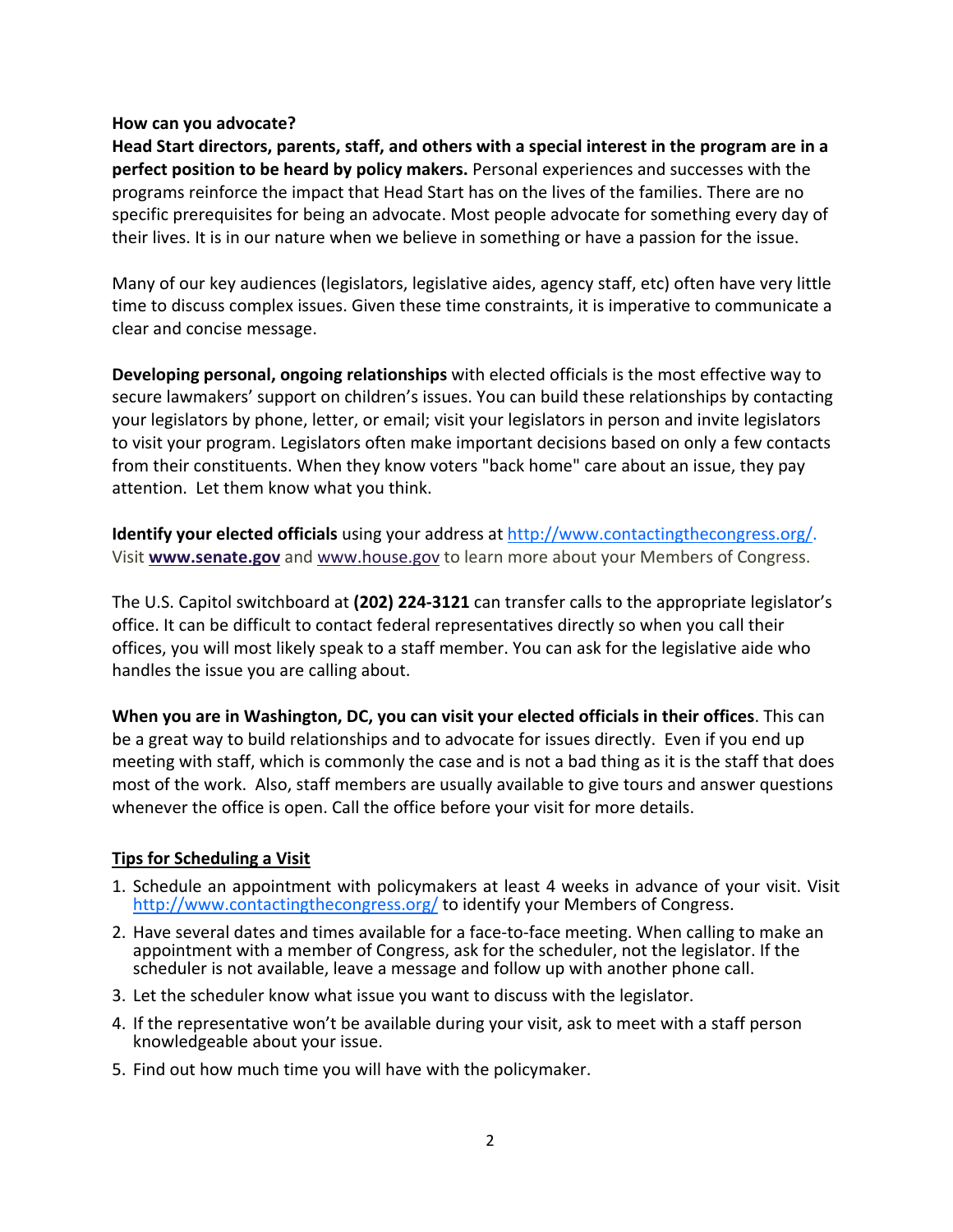**How can you advocate?**
**Head Start directors, parents, staff, and others with a special interest in the program are in a perfect position to be heard by policy makers.** Personal experiences and successes with the programs reinforce the impact that Head Start has on the lives of the families. There are no specific prerequisites for being an advocate. Most people advocate for something every day of their lives. It is in our nature when we believe in something or have a passion for the issue.

Many of our key audiences (legislators, legislative aides, agency staff, etc) often have very little time to discuss complex issues. Given these time constraints, it is imperative to communicate a clear and concise message.

**Developing personal, ongoing relationships** with elected officials is the most effective way to secure lawmakers' support on children's issues. You can build these relationships by contacting your legislators by phone, letter, or email; visit your legislators in person and invite legislators to visit your program. Legislators often make important decisions based on only a few contacts from their constituents. When they know voters "back home" care about an issue, they pay attention. Let them know what you think.

**Identify your elected officials** using your address at http://www.contactingthecongress.org/. Visit **www.senate.gov** and www.house.gov to learn more about your Members of Congress.

The U.S. Capitol switchboard at **(202) 224-3121** can transfer calls to the appropriate legislator's office. It can be difficult to contact federal representatives directly so when you call their offices, you will most likely speak to a staff member. You can ask for the legislative aide who handles the issue you are calling about.

**When you are in Washington, DC, you can visit your elected officials in their offices**. This can be a great way to build relationships and to advocate for issues directly. Even if you end up meeting with staff, which is commonly the case and is not a bad thing as it is the staff that does most of the work. Also, staff members are usually available to give tours and answer questions whenever the office is open. Call the office before your visit for more details.

**Tips for Scheduling a Visit**

1. Schedule an appointment with policymakers at least 4 weeks in advance of your visit. Visit http://www.contactingthecongress.org/ to identify your Members of Congress.
2. Have several dates and times available for a face-to-face meeting. When calling to make an appointment with a member of Congress, ask for the scheduler, not the legislator. If the scheduler is not available, leave a message and follow up with another phone call.
3. Let the scheduler know what issue you want to discuss with the legislator.
4. If the representative won't be available during your visit, ask to meet with a staff person knowledgeable about your issue.
5. Find out how much time you will have with the policymaker.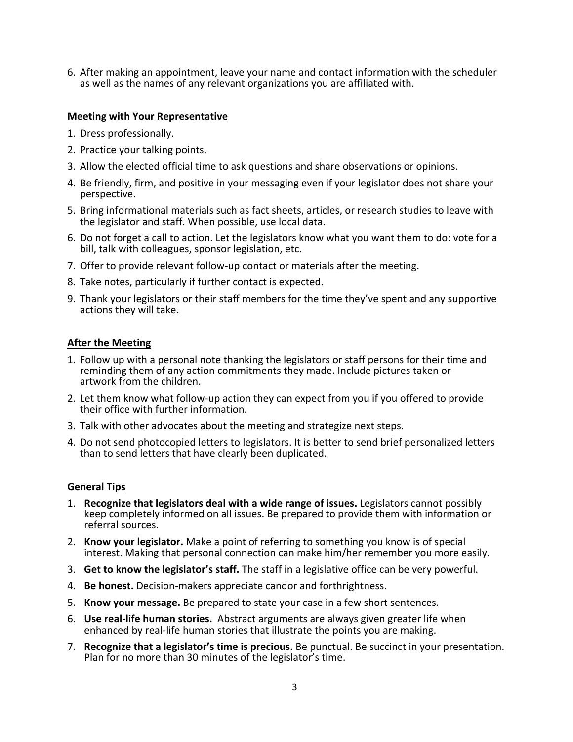6. After making an appointment, leave your name and contact information with the scheduler as well as the names of any relevant organizations you are affiliated with.

## Meeting with Your Representative

1. Dress professionally.
2. Practice your talking points.
3. Allow the elected official time to ask questions and share observations or opinions.
4. Be friendly, firm, and positive in your messaging even if your legislator does not share your perspective.
5. Bring informational materials such as fact sheets, articles, or research studies to leave with the legislator and staff. When possible, use local data.
6. Do not forget a call to action. Let the legislators know what you want them to do: vote for a bill, talk with colleagues, sponsor legislation, etc.
7. Offer to provide relevant follow-up contact or materials after the meeting.
8. Take notes, particularly if further contact is expected.
9. Thank your legislators or their staff members for the time they've spent and any supportive actions they will take.

## After the Meeting

1. Follow up with a personal note thanking the legislators or staff persons for their time and reminding them of any action commitments they made. Include pictures taken or artwork from the children.
2. Let them know what follow-up action they can expect from you if you offered to provide their office with further information.
3. Talk with other advocates about the meeting and strategize next steps.
4. Do not send photocopied letters to legislators. It is better to send brief personalized letters than to send letters that have clearly been duplicated.

## General Tips

1. **Recognize that legislators deal with a wide range of issues.** Legislators cannot possibly keep completely informed on all issues. Be prepared to provide them with information or referral sources.
2. **Know your legislator.** Make a point of referring to something you know is of special interest. Making that personal connection can make him/her remember you more easily.
3. **Get to know the legislator's staff.** The staff in a legislative office can be very powerful.
4. **Be honest.** Decision-makers appreciate candor and forthrightness.
5. **Know your message.** Be prepared to state your case in a few short sentences.
6. **Use real-life human stories.** Abstract arguments are always given greater life when enhanced by real-life human stories that illustrate the points you are making.
7. **Recognize that a legislator's time is precious.** Be punctual. Be succinct in your presentation. Plan for no more than 30 minutes of the legislator's time.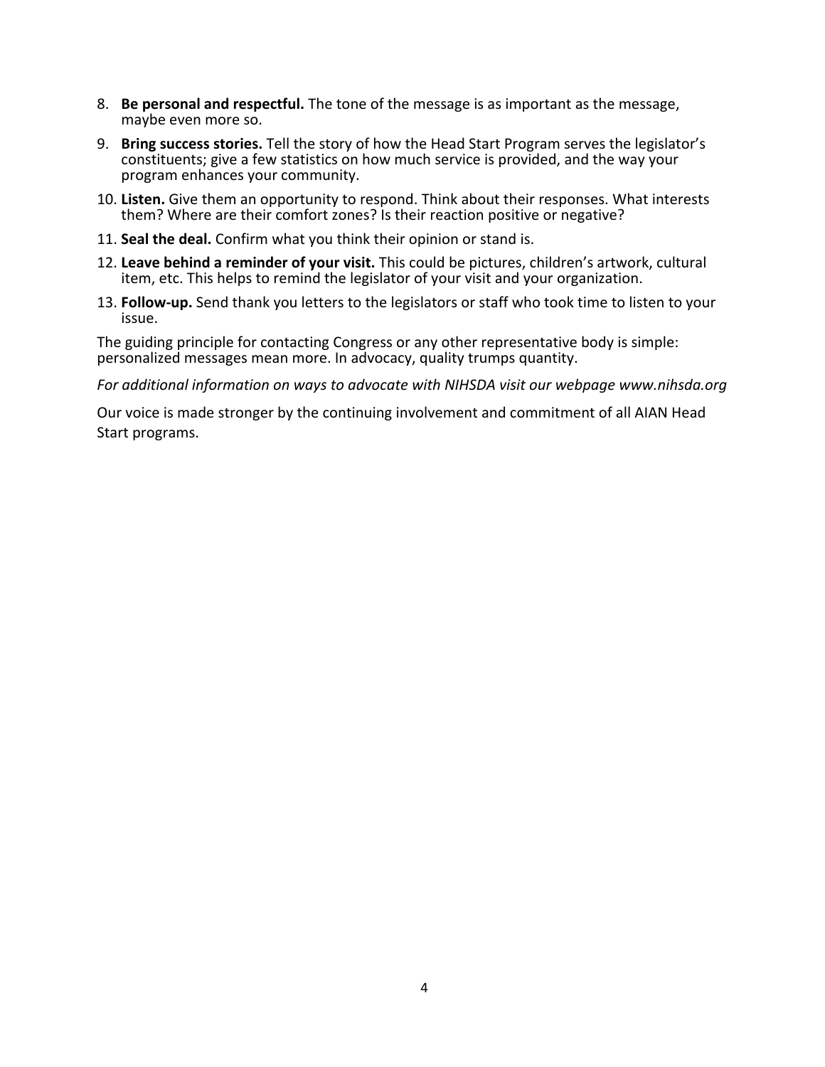8. **Be personal and respectful.** The tone of the message is as important as the message, maybe even more so.
9. **Bring success stories.** Tell the story of how the Head Start Program serves the legislator's constituents; give a few statistics on how much service is provided, and the way your program enhances your community.
10. **Listen.** Give them an opportunity to respond. Think about their responses. What interests them? Where are their comfort zones? Is their reaction positive or negative?
11. **Seal the deal.** Confirm what you think their opinion or stand is.
12. **Leave behind a reminder of your visit.** This could be pictures, children's artwork, cultural item, etc. This helps to remind the legislator of your visit and your organization.
13. **Follow-up.** Send thank you letters to the legislators or staff who took time to listen to your issue.

The guiding principle for contacting Congress or any other representative body is simple: personalized messages mean more. In advocacy, quality trumps quantity.

*For additional information on ways to advocate with NIHSDA visit our webpage www.nihsda.org*

Our voice is made stronger by the continuing involvement and commitment of all AIAN Head Start programs.